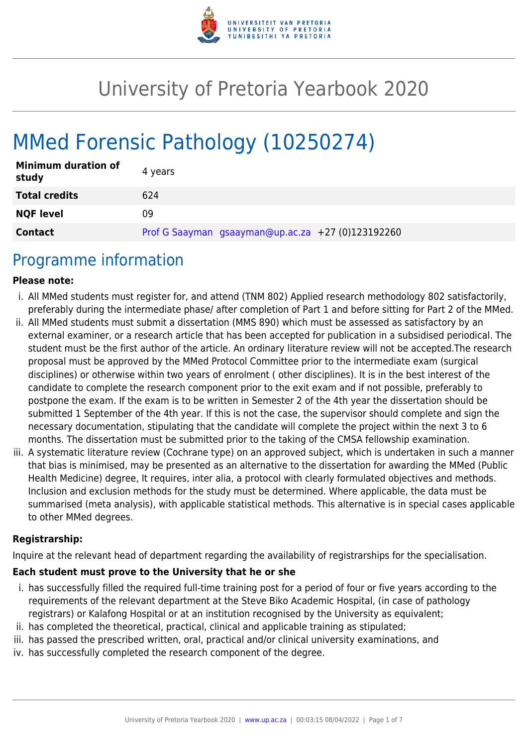# University of Pretoria Yearbook 2020

# MMed Forensic Pathology (10250274)

| | |
|---|---|
| **Minimum duration of study** | 4 years |
| **Total credits** | 624 |
| **NQF level** | 09 |
| **Contact** | Prof G Saayman gsaayman@up.ac.za +27 (0)123192260 |

## Programme information

**Please note:**

i. All MMed students must register for, and attend (TNM 802) Applied research methodology 802 satisfactorily, preferably during the intermediate phase/ after completion of Part 1 and before sitting for Part 2 of the MMed.

ii. All MMed students must submit a dissertation (MMS 890) which must be assessed as satisfactory by an external examiner, or a research article that has been accepted for publication in a subsidised periodical. The student must be the first author of the article. An ordinary literature review will not be accepted.The research proposal must be approved by the MMed Protocol Committee prior to the intermediate exam (surgical disciplines) or otherwise within two years of enrolment ( other disciplines). It is in the best interest of the candidate to complete the research component prior to the exit exam and if not possible, preferably to postpone the exam. If the exam is to be written in Semester 2 of the 4th year the dissertation should be submitted 1 September of the 4th year. If this is not the case, the supervisor should complete and sign the necessary documentation, stipulating that the candidate will complete the project within the next 3 to 6 months. The dissertation must be submitted prior to the taking of the CMSA fellowship examination.

iii. A systematic literature review (Cochrane type) on an approved subject, which is undertaken in such a manner that bias is minimised, may be presented as an alternative to the dissertation for awarding the MMed (Public Health Medicine) degree, It requires, inter alia, a protocol with clearly formulated objectives and methods. Inclusion and exclusion methods for the study must be determined. Where applicable, the data must be summarised (meta analysis), with applicable statistical methods. This alternative is in special cases applicable to other MMed degrees.

**Registrarship:**

Inquire at the relevant head of department regarding the availability of registrarships for the specialisation.

**Each student must prove to the University that he or she**

i. has successfully filled the required full-time training post for a period of four or five years according to the requirements of the relevant department at the Steve Biko Academic Hospital, (in case of pathology registrars) or Kalafong Hospital or at an institution recognised by the University as equivalent;

ii. has completed the theoretical, practical, clinical and applicable training as stipulated;

iii. has passed the prescribed written, oral, practical and/or clinical university examinations, and

iv. has successfully completed the research component of the degree.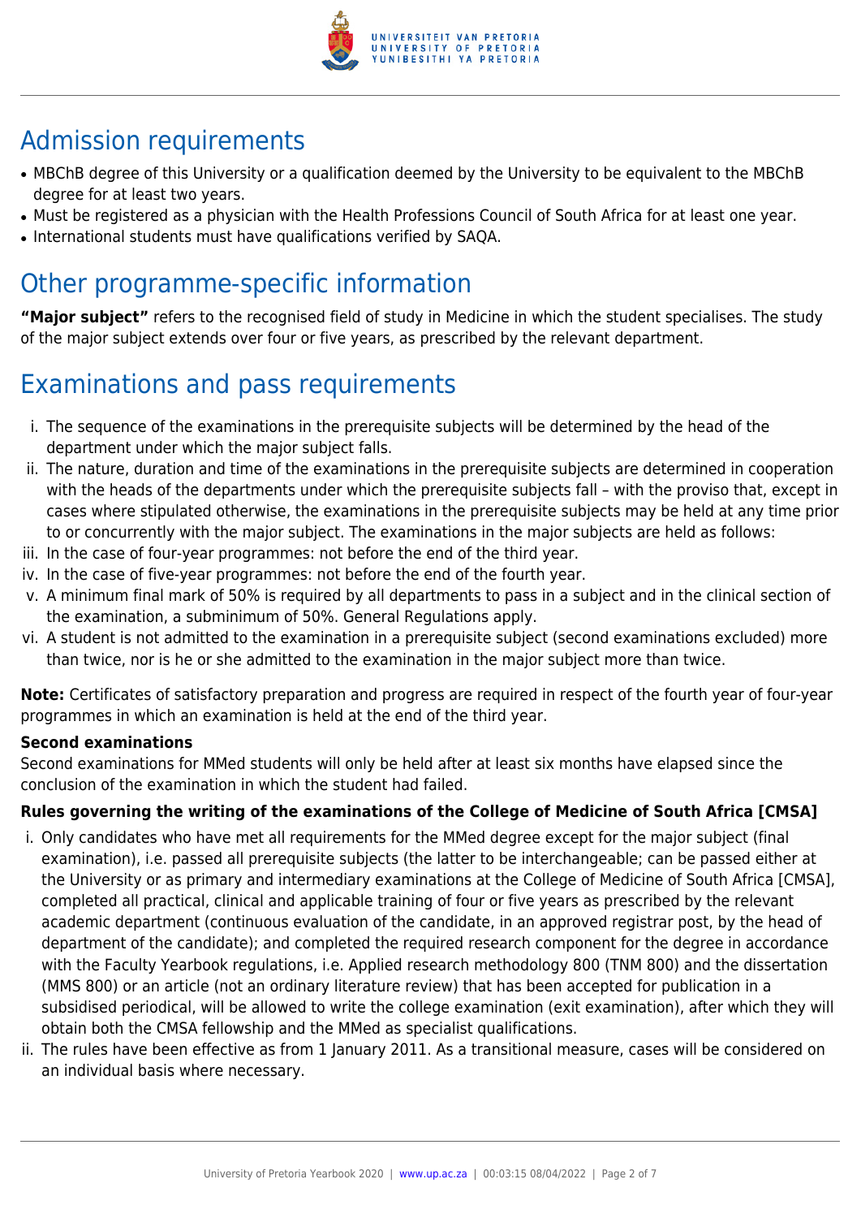# Admission requirements

- MBChB degree of this University or a qualification deemed by the University to be equivalent to the MBChB degree for at least two years.
- Must be registered as a physician with the Health Professions Council of South Africa for at least one year.
- International students must have qualifications verified by SAQA.

# Other programme-specific information

**"Major subject"** refers to the recognised field of study in Medicine in which the student specialises. The study of the major subject extends over four or five years, as prescribed by the relevant department.

# Examinations and pass requirements

i. The sequence of the examinations in the prerequisite subjects will be determined by the head of the department under which the major subject falls.
ii. The nature, duration and time of the examinations in the prerequisite subjects are determined in cooperation with the heads of the departments under which the prerequisite subjects fall – with the proviso that, except in cases where stipulated otherwise, the examinations in the prerequisite subjects may be held at any time prior to or concurrently with the major subject. The examinations in the major subjects are held as follows:
iii. In the case of four-year programmes: not before the end of the third year.
iv. In the case of five-year programmes: not before the end of the fourth year.
v. A minimum final mark of 50% is required by all departments to pass in a subject and in the clinical section of the examination, a subminimum of 50%. General Regulations apply.
vi. A student is not admitted to the examination in a prerequisite subject (second examinations excluded) more than twice, nor is he or she admitted to the examination in the major subject more than twice.

**Note:** Certificates of satisfactory preparation and progress are required in respect of the fourth year of four-year programmes in which an examination is held at the end of the third year.

### Second examinations

Second examinations for MMed students will only be held after at least six months have elapsed since the conclusion of the examination in which the student had failed.

### Rules governing the writing of the examinations of the College of Medicine of South Africa [CMSA]

i. Only candidates who have met all requirements for the MMed degree except for the major subject (final examination), i.e. passed all prerequisite subjects (the latter to be interchangeable; can be passed either at the University or as primary and intermediary examinations at the College of Medicine of South Africa [CMSA], completed all practical, clinical and applicable training of four or five years as prescribed by the relevant academic department (continuous evaluation of the candidate, in an approved registrar post, by the head of department of the candidate); and completed the required research component for the degree in accordance with the Faculty Yearbook regulations, i.e. Applied research methodology 800 (TNM 800) and the dissertation (MMS 800) or an article (not an ordinary literature review) that has been accepted for publication in a subsidised periodical, will be allowed to write the college examination (exit examination), after which they will obtain both the CMSA fellowship and the MMed as specialist qualifications.
ii. The rules have been effective as from 1 January 2011. As a transitional measure, cases will be considered on an individual basis where necessary.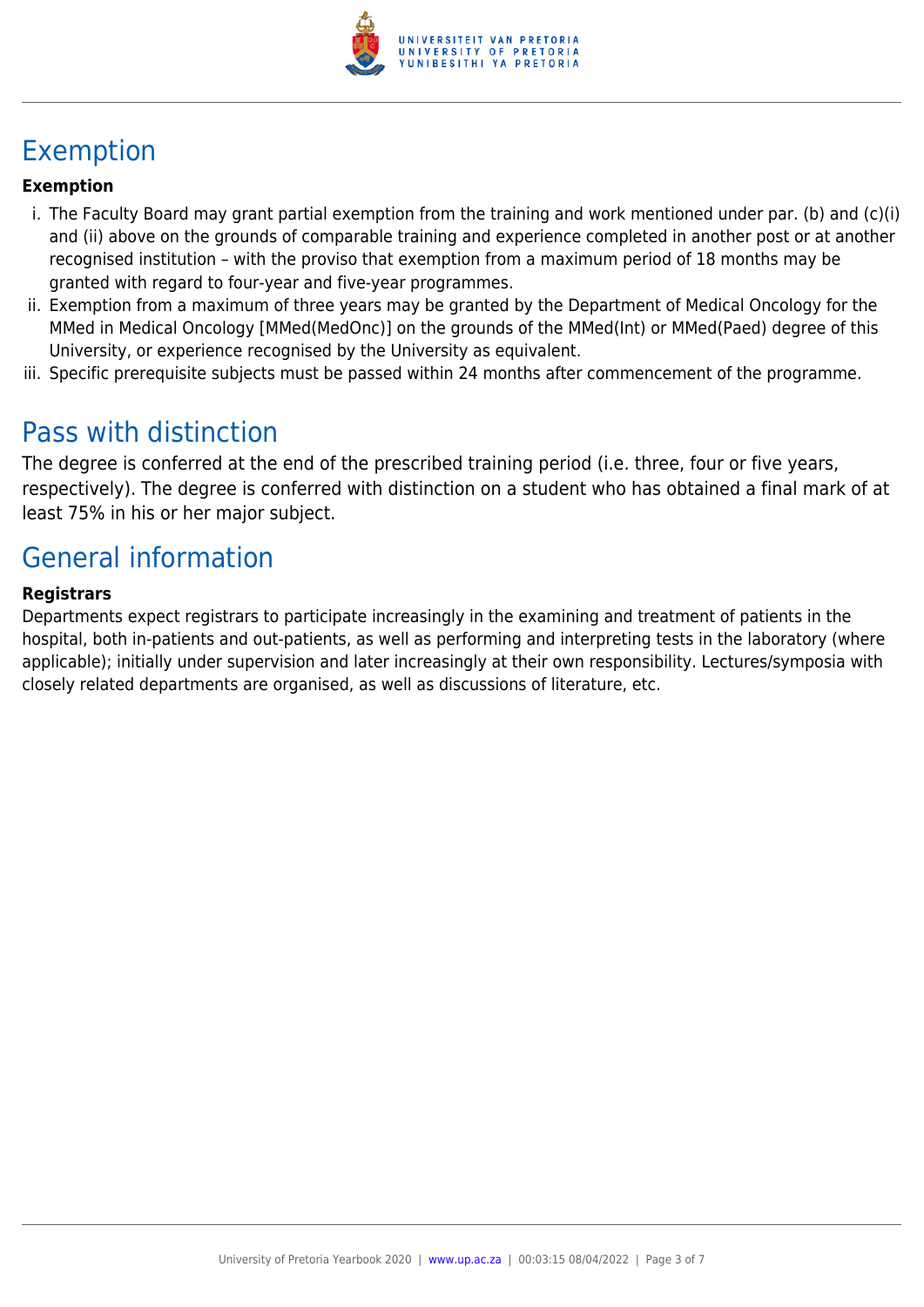## Exemption

**Exemption**

i. The Faculty Board may grant partial exemption from the training and work mentioned under par. (b) and (c)(i) and (ii) above on the grounds of comparable training and experience completed in another post or at another recognised institution – with the proviso that exemption from a maximum period of 18 months may be granted with regard to four-year and five-year programmes.
ii. Exemption from a maximum of three years may be granted by the Department of Medical Oncology for the MMed in Medical Oncology [MMed(MedOnc)] on the grounds of the MMed(Int) or MMed(Paed) degree of this University, or experience recognised by the University as equivalent.
iii. Specific prerequisite subjects must be passed within 24 months after commencement of the programme.

## Pass with distinction

The degree is conferred at the end of the prescribed training period (i.e. three, four or five years, respectively). The degree is conferred with distinction on a student who has obtained a final mark of at least 75% in his or her major subject.

## General information

**Registrars**

Departments expect registrars to participate increasingly in the examining and treatment of patients in the hospital, both in-patients and out-patients, as well as performing and interpreting tests in the laboratory (where applicable); initially under supervision and later increasingly at their own responsibility. Lectures/symposia with closely related departments are organised, as well as discussions of literature, etc.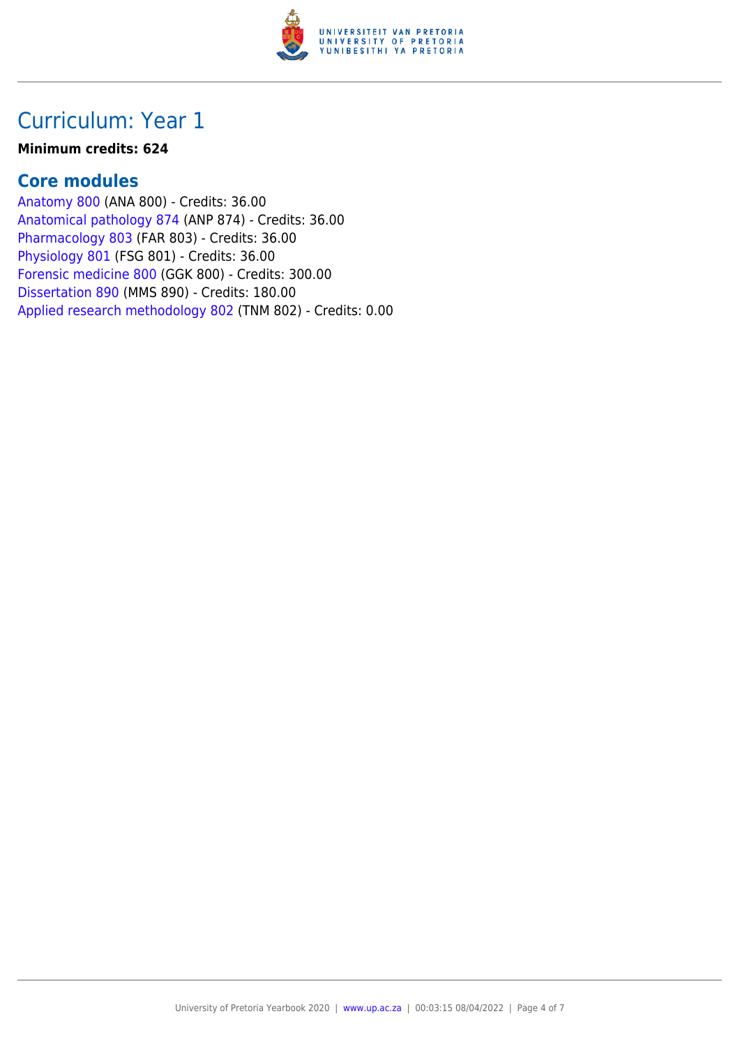# Curriculum: Year 1

**Minimum credits: 624**

## Core modules

Anatomy 800 (ANA 800) - Credits: 36.00
Anatomical pathology 874 (ANP 874) - Credits: 36.00
Pharmacology 803 (FAR 803) - Credits: 36.00
Physiology 801 (FSG 801) - Credits: 36.00
Forensic medicine 800 (GGK 800) - Credits: 300.00
Dissertation 890 (MMS 890) - Credits: 180.00
Applied research methodology 802 (TNM 802) - Credits: 0.00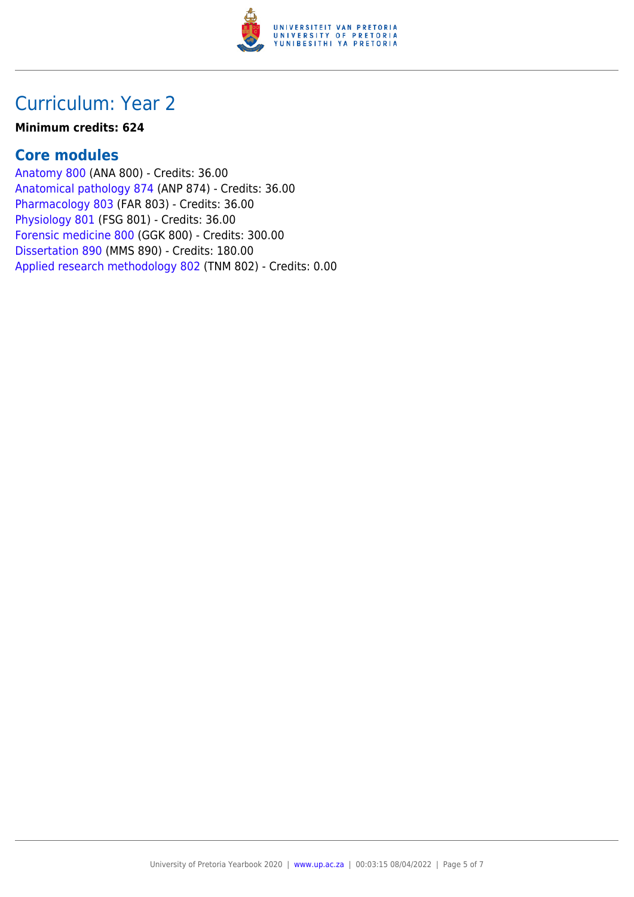# Curriculum: Year 2

**Minimum credits: 624**

## Core modules

Anatomy 800 (ANA 800) - Credits: 36.00
Anatomical pathology 874 (ANP 874) - Credits: 36.00
Pharmacology 803 (FAR 803) - Credits: 36.00
Physiology 801 (FSG 801) - Credits: 36.00
Forensic medicine 800 (GGK 800) - Credits: 300.00
Dissertation 890 (MMS 890) - Credits: 180.00
Applied research methodology 802 (TNM 802) - Credits: 0.00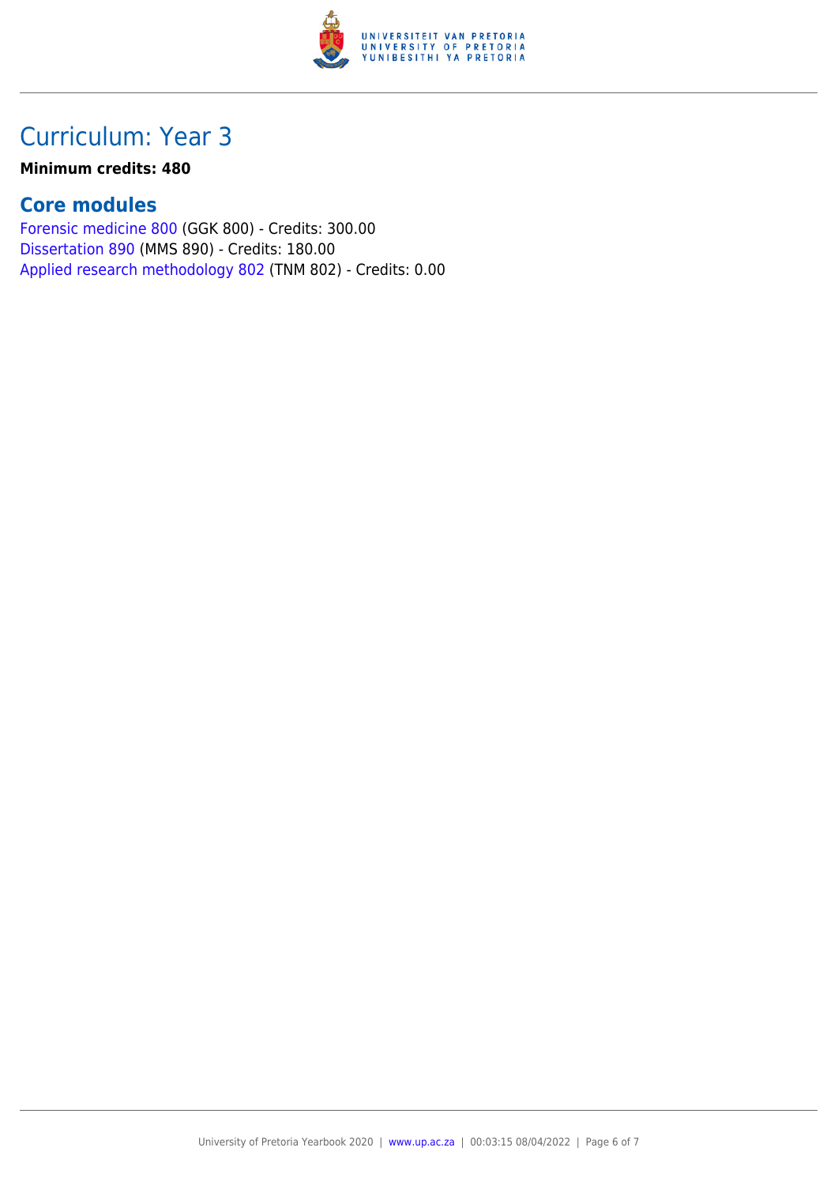# Curriculum: Year 3

**Minimum credits: 480**

## Core modules

Forensic medicine 800 (GGK 800) - Credits: 300.00
Dissertation 890 (MMS 890) - Credits: 180.00
Applied research methodology 802 (TNM 802) - Credits: 0.00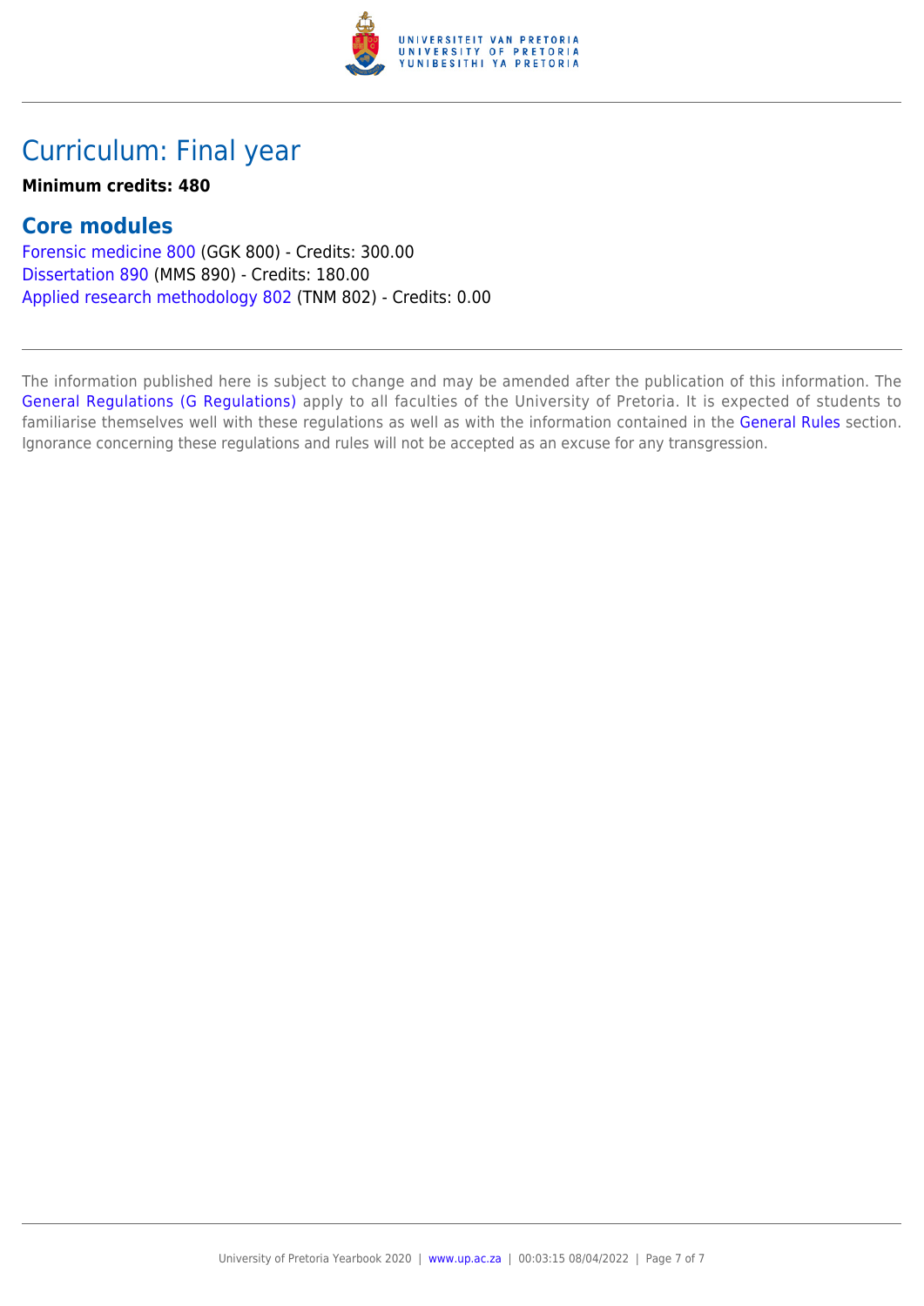## Curriculum: Final year

**Minimum credits: 480**

### Core modules

Forensic medicine 800 (GGK 800) - Credits: 300.00
Dissertation 890 (MMS 890) - Credits: 180.00
Applied research methodology 802 (TNM 802) - Credits: 0.00

The information published here is subject to change and may be amended after the publication of this information. The General Regulations (G Regulations) apply to all faculties of the University of Pretoria. It is expected of students to familiarise themselves well with these regulations as well as with the information contained in the General Rules section. Ignorance concerning these regulations and rules will not be accepted as an excuse for any transgression.